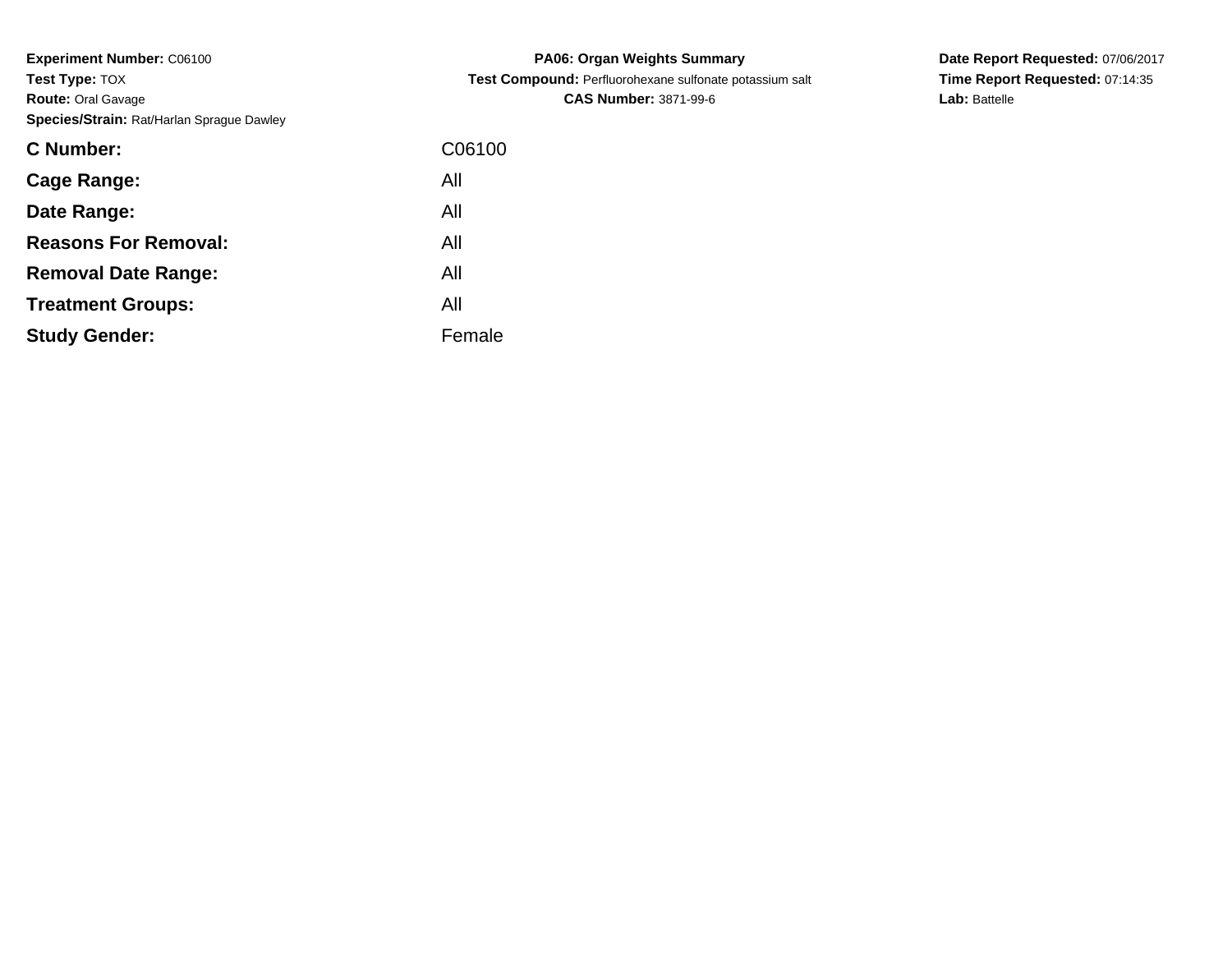**Experiment Number:** C06100
**Test Type:** TOX
**Route:** Oral Gavage
**Species/Strain:** Rat/Harlan Sprague Dawley

**PA06: Organ Weights Summary**
**Test Compound:** Perfluorohexane sulfonate potassium salt
**CAS Number:** 3871-99-6

**Date Report Requested:** 07/06/2017
**Time Report Requested:** 07:14:35
**Lab:** Battelle

| | |
|---|---|
| **C Number:** | C06100 |
| **Cage Range:** | All |
| **Date Range:** | All |
| **Reasons For Removal:** | All |
| **Removal Date Range:** | All |
| **Treatment Groups:** | All |
| **Study Gender:** | Female |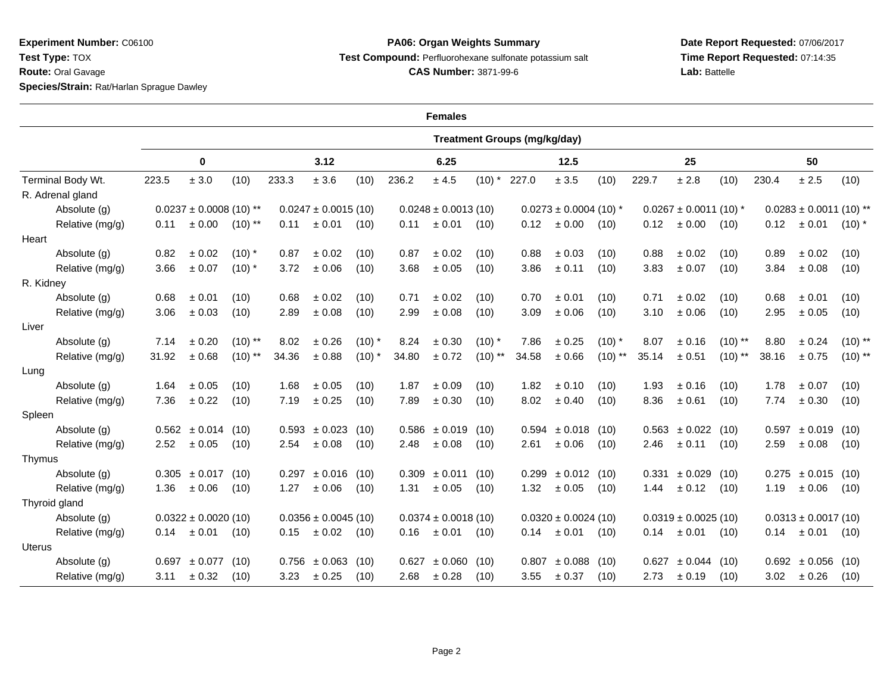**Experiment Number:** C06100
**Test Type:** TOX
**Route:** Oral Gavage
**Species/Strain:** Rat/Harlan Sprague Dawley

**PA06: Organ Weights Summary**
**Test Compound:** Perfluorohexane sulfonate potassium salt
**CAS Number:** 3871-99-6

**Date Report Requested:** 07/06/2017
**Time Report Requested:** 07:14:35
**Lab:** Battelle

**Females**

| | Treatment Groups (mg/kg/day) | | | | | |
|---|---|---|---|---|---|---|
| | 0 | 3.12 | 6.25 | 12.5 | 25 | 50 |
| Terminal Body Wt. | 223.5 ± 3.0 (10) | 233.3 ± 3.6 (10) | 236.2 ± 4.5 (10) * | 227.0 ± 3.5 (10) | 229.7 ± 2.8 (10) | 230.4 ± 2.5 (10) |
| R. Adrenal gland | | | | | | |
| Absolute (g) | 0.0237 ± 0.0008 (10) ** | 0.0247 ± 0.0015 (10) | 0.0248 ± 0.0013 (10) | 0.0273 ± 0.0004 (10) * | 0.0267 ± 0.0011 (10) * | 0.0283 ± 0.0011 (10) ** |
| Relative (mg/g) | 0.11 ± 0.00 (10) ** | 0.11 ± 0.01 (10) | 0.11 ± 0.01 (10) | 0.12 ± 0.00 (10) | 0.12 ± 0.00 (10) | 0.12 ± 0.01 (10) * |
| Heart | | | | | | |
| Absolute (g) | 0.82 ± 0.02 (10) * | 0.87 ± 0.02 (10) | 0.87 ± 0.02 (10) | 0.88 ± 0.03 (10) | 0.88 ± 0.02 (10) | 0.89 ± 0.02 (10) |
| Relative (mg/g) | 3.66 ± 0.07 (10) * | 3.72 ± 0.06 (10) | 3.68 ± 0.05 (10) | 3.86 ± 0.11 (10) | 3.83 ± 0.07 (10) | 3.84 ± 0.08 (10) |
| R. Kidney | | | | | | |
| Absolute (g) | 0.68 ± 0.01 (10) | 0.68 ± 0.02 (10) | 0.71 ± 0.02 (10) | 0.70 ± 0.01 (10) | 0.71 ± 0.02 (10) | 0.68 ± 0.01 (10) |
| Relative (mg/g) | 3.06 ± 0.03 (10) | 2.89 ± 0.08 (10) | 2.99 ± 0.08 (10) | 3.09 ± 0.06 (10) | 3.10 ± 0.06 (10) | 2.95 ± 0.05 (10) |
| Liver | | | | | | |
| Absolute (g) | 7.14 ± 0.20 (10) ** | 8.02 ± 0.26 (10) * | 8.24 ± 0.30 (10) * | 7.86 ± 0.25 (10) * | 8.07 ± 0.16 (10) ** | 8.80 ± 0.24 (10) ** |
| Relative (mg/g) | 31.92 ± 0.68 (10) ** | 34.36 ± 0.88 (10) * | 34.80 ± 0.72 (10) ** | 34.58 ± 0.66 (10) ** | 35.14 ± 0.51 (10) ** | 38.16 ± 0.75 (10) ** |
| Lung | | | | | | |
| Absolute (g) | 1.64 ± 0.05 (10) | 1.68 ± 0.05 (10) | 1.87 ± 0.09 (10) | 1.82 ± 0.10 (10) | 1.93 ± 0.16 (10) | 1.78 ± 0.07 (10) |
| Relative (mg/g) | 7.36 ± 0.22 (10) | 7.19 ± 0.25 (10) | 7.89 ± 0.30 (10) | 8.02 ± 0.40 (10) | 8.36 ± 0.61 (10) | 7.74 ± 0.30 (10) |
| Spleen | | | | | | |
| Absolute (g) | 0.562 ± 0.014 (10) | 0.593 ± 0.023 (10) | 0.586 ± 0.019 (10) | 0.594 ± 0.018 (10) | 0.563 ± 0.022 (10) | 0.597 ± 0.019 (10) |
| Relative (mg/g) | 2.52 ± 0.05 (10) | 2.54 ± 0.08 (10) | 2.48 ± 0.08 (10) | 2.61 ± 0.06 (10) | 2.46 ± 0.11 (10) | 2.59 ± 0.08 (10) |
| Thymus | | | | | | |
| Absolute (g) | 0.305 ± 0.017 (10) | 0.297 ± 0.016 (10) | 0.309 ± 0.011 (10) | 0.299 ± 0.012 (10) | 0.331 ± 0.029 (10) | 0.275 ± 0.015 (10) |
| Relative (mg/g) | 1.36 ± 0.06 (10) | 1.27 ± 0.06 (10) | 1.31 ± 0.05 (10) | 1.32 ± 0.05 (10) | 1.44 ± 0.12 (10) | 1.19 ± 0.06 (10) |
| Thyroid gland | | | | | | |
| Absolute (g) | 0.0322 ± 0.0020 (10) | 0.0356 ± 0.0045 (10) | 0.0374 ± 0.0018 (10) | 0.0320 ± 0.0024 (10) | 0.0319 ± 0.0025 (10) | 0.0313 ± 0.0017 (10) |
| Relative (mg/g) | 0.14 ± 0.01 (10) | 0.15 ± 0.02 (10) | 0.16 ± 0.01 (10) | 0.14 ± 0.01 (10) | 0.14 ± 0.01 (10) | 0.14 ± 0.01 (10) |
| Uterus | | | | | | |
| Absolute (g) | 0.697 ± 0.077 (10) | 0.756 ± 0.063 (10) | 0.627 ± 0.060 (10) | 0.807 ± 0.088 (10) | 0.627 ± 0.044 (10) | 0.692 ± 0.056 (10) |
| Relative (mg/g) | 3.11 ± 0.32 (10) | 3.23 ± 0.25 (10) | 2.68 ± 0.28 (10) | 3.55 ± 0.37 (10) | 2.73 ± 0.19 (10) | 3.02 ± 0.26 (10) |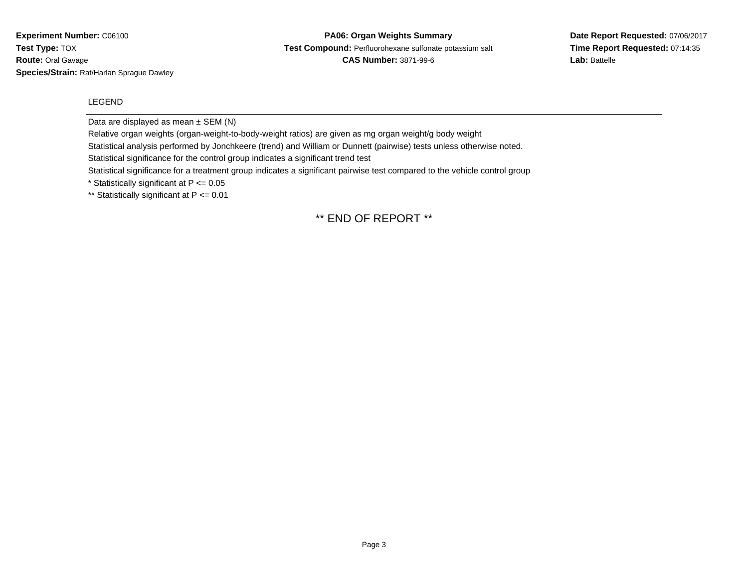**Experiment Number:** C06100
**Test Type:** TOX
**Route:** Oral Gavage
**Species/Strain:** Rat/Harlan Sprague Dawley

**PA06: Organ Weights Summary**
**Test Compound:** Perfluorohexane sulfonate potassium salt
**CAS Number:** 3871-99-6

**Date Report Requested:** 07/06/2017
**Time Report Requested:** 07:14:35
**Lab:** Battelle

LEGEND

Data are displayed as mean ± SEM (N)

Relative organ weights (organ-weight-to-body-weight ratios) are given as mg organ weight/g body weight

Statistical analysis performed by Jonchkeere (trend) and William or Dunnett (pairwise) tests unless otherwise noted.

Statistical significance for the control group indicates a significant trend test

Statistical significance for a treatment group indicates a significant pairwise test compared to the vehicle control group

* Statistically significant at P <= 0.05

** Statistically significant at P <= 0.01

** END OF REPORT **